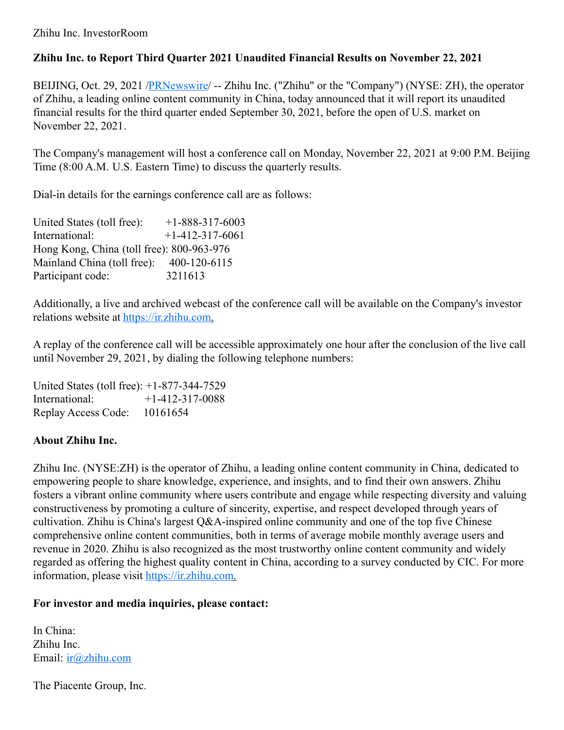Zhihu Inc. InvestorRoom

# Zhihu Inc. to Report Third Quarter 2021 Unaudited Financial Results on November 22, 2021

BEIJING, Oct. 29, 2021 /PRNewswire/ -- Zhihu Inc. ("Zhihu" or the "Company") (NYSE: ZH), the operator of Zhihu, a leading online content community in China, today announced that it will report its unaudited financial results for the third quarter ended September 30, 2021, before the open of U.S. market on November 22, 2021.

The Company's management will host a conference call on Monday, November 22, 2021 at 9:00 P.M. Beijing Time (8:00 A.M. U.S. Eastern Time) to discuss the quarterly results.

Dial-in details for the earnings conference call are as follows:

United States (toll free): +1-888-317-6003
International: +1-412-317-6061
Hong Kong, China (toll free): 800-963-976
Mainland China (toll free): 400-120-6115
Participant code: 3211613

Additionally, a live and archived webcast of the conference call will be available on the Company's investor relations website at https://ir.zhihu.com.

A replay of the conference call will be accessible approximately one hour after the conclusion of the live call until November 29, 2021, by dialing the following telephone numbers:

United States (toll free): +1-877-344-7529
International: +1-412-317-0088
Replay Access Code: 10161654

## About Zhihu Inc.

Zhihu Inc. (NYSE:ZH) is the operator of Zhihu, a leading online content community in China, dedicated to empowering people to share knowledge, experience, and insights, and to find their own answers. Zhihu fosters a vibrant online community where users contribute and engage while respecting diversity and valuing constructiveness by promoting a culture of sincerity, expertise, and respect developed through years of cultivation. Zhihu is China's largest Q&A-inspired online community and one of the top five Chinese comprehensive online content communities, both in terms of average mobile monthly average users and revenue in 2020. Zhihu is also recognized as the most trustworthy online content community and widely regarded as offering the highest quality content in China, according to a survey conducted by CIC. For more information, please visit https://ir.zhihu.com.

**For investor and media inquiries, please contact:**

In China:
Zhihu Inc.
Email: ir@zhihu.com

The Piacente Group, Inc.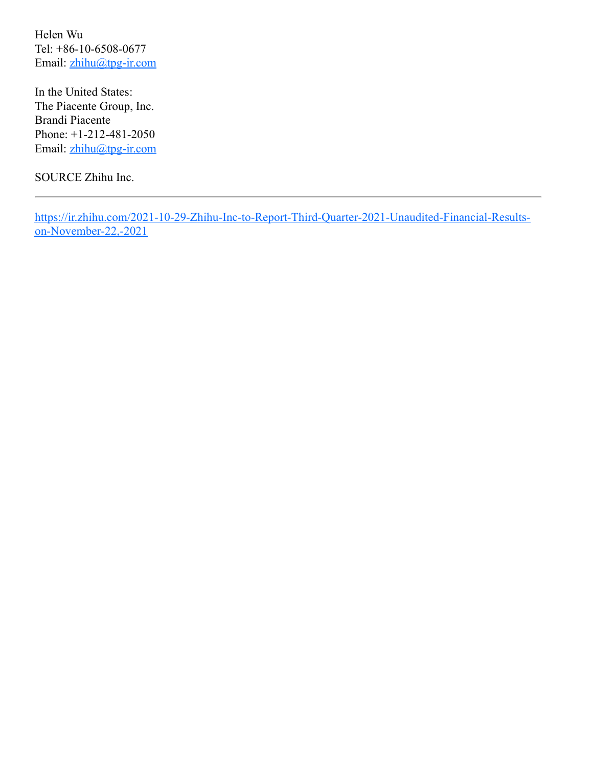Helen Wu
Tel: +86-10-6508-0677
Email: [zhihu@tpg-ir.com](mailto:zhihu@tpg-ir.com)

In the United States:
The Piacente Group, Inc.
Brandi Piacente
Phone: +1-212-481-2050
Email: [zhihu@tpg-ir.com](mailto:zhihu@tpg-ir.com)

SOURCE Zhihu Inc.

---

[https://ir.zhihu.com/2021-10-29-Zhihu-Inc-to-Report-Third-Quarter-2021-Unaudited-Financial-Results-on-November-22,-2021](https://ir.zhihu.com/2021-10-29-Zhihu-Inc-to-Report-Third-Quarter-2021-Unaudited-Financial-Results-on-November-22,-2021)